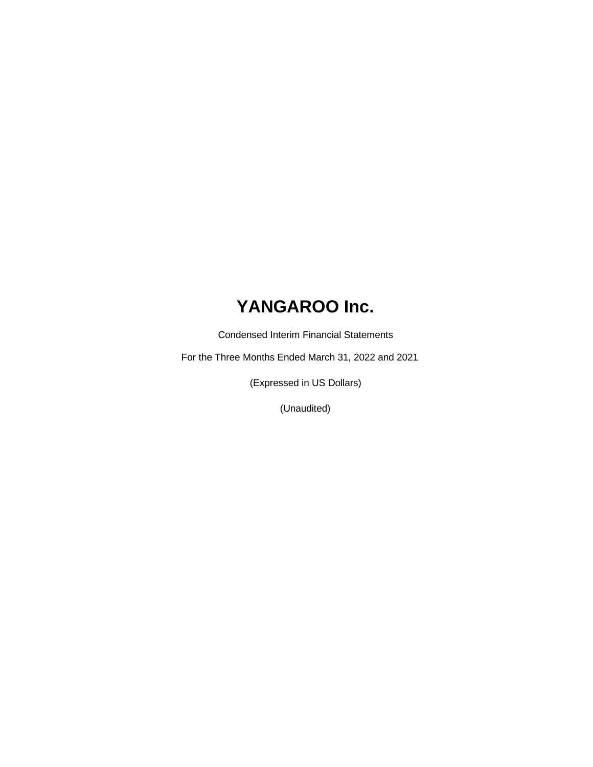# YANGAROO Inc.

Condensed Interim Financial Statements

For the Three Months Ended March 31, 2022 and 2021

(Expressed in US Dollars)

(Unaudited)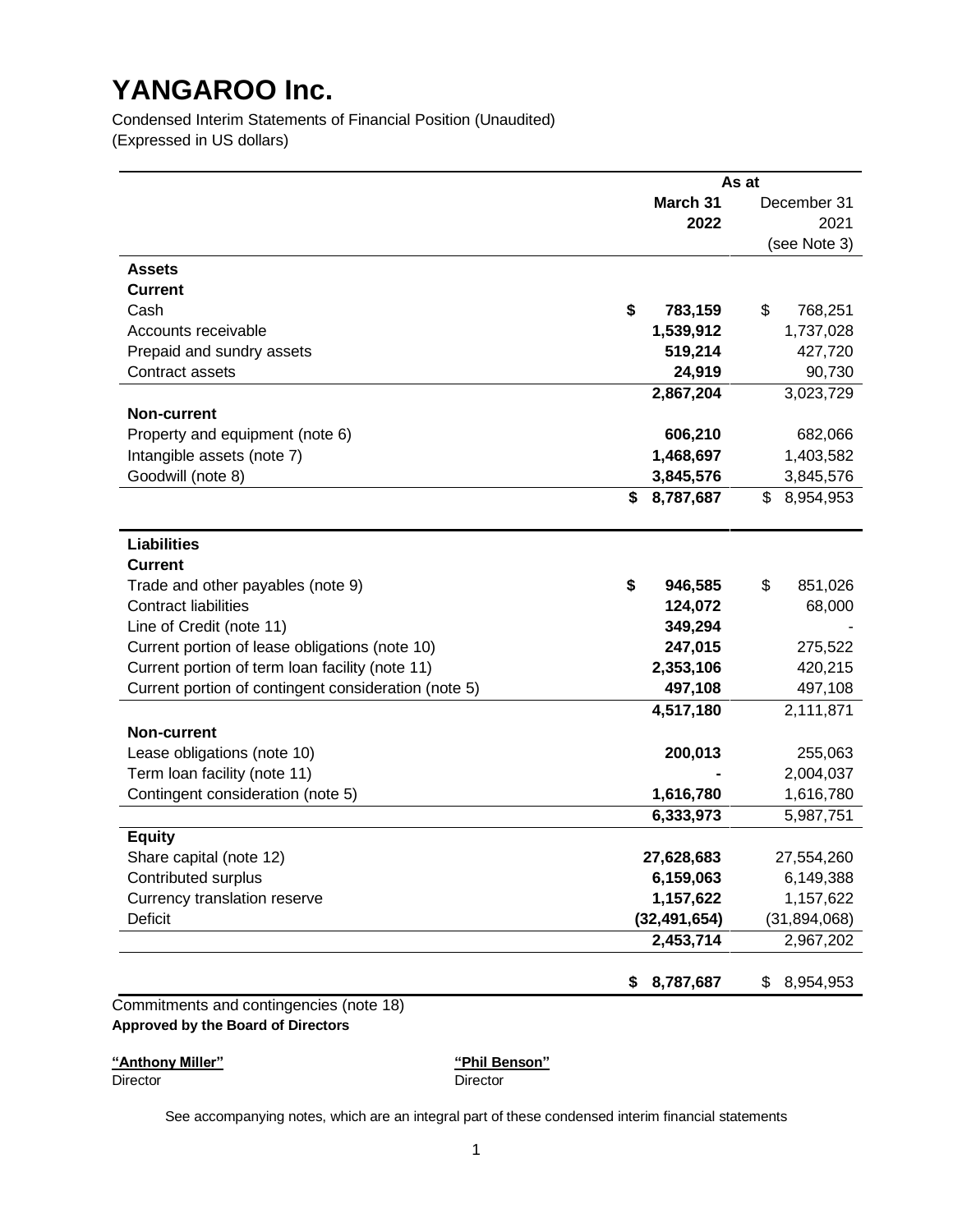# YANGAROO Inc.

Condensed Interim Statements of Financial Position (Unaudited)
(Expressed in US dollars)

| | As at | |
|---|---|---|
| | **March 31 2022** | December 31 2021 (see Note 3) |
| **Assets** | | |
| **Current** | | |
| Cash | **$ 783,159** | $ 768,251 |
| Accounts receivable | **1,539,912** | 1,737,028 |
| Prepaid and sundry assets | **519,214** | 427,720 |
| Contract assets | **24,919** | 90,730 |
| | **2,867,204** | 3,023,729 |
| **Non-current** | | |
| Property and equipment (note 6) | **606,210** | 682,066 |
| Intangible assets (note 7) | **1,468,697** | 1,403,582 |
| Goodwill (note 8) | **3,845,576** | 3,845,576 |
| | **$ 8,787,687** | $ 8,954,953 |
| **Liabilities** | | |
| **Current** | | |
| Trade and other payables (note 9) | **$ 946,585** | $ 851,026 |
| Contract liabilities | **124,072** | 68,000 |
| Line of Credit (note 11) | **349,294** | - |
| Current portion of lease obligations (note 10) | **247,015** | 275,522 |
| Current portion of term loan facility (note 11) | **2,353,106** | 420,215 |
| Current portion of contingent consideration (note 5) | **497,108** | 497,108 |
| | **4,517,180** | 2,111,871 |
| **Non-current** | | |
| Lease obligations (note 10) | **200,013** | 255,063 |
| Term loan facility (note 11) | **-** | 2,004,037 |
| Contingent consideration (note 5) | **1,616,780** | 1,616,780 |
| | **6,333,973** | 5,987,751 |
| **Equity** | | |
| Share capital (note 12) | **27,628,683** | 27,554,260 |
| Contributed surplus | **6,159,063** | 6,149,388 |
| Currency translation reserve | **1,157,622** | 1,157,622 |
| Deficit | **(32,491,654)** | (31,894,068) |
| | **2,453,714** | 2,967,202 |
| | **$ 8,787,687** | $ 8,954,953 |

Commitments and contingencies (note 18)

**Approved by the Board of Directors**

**"Anthony Miller"**
Director

**"Phil Benson"**
Director

See accompanying notes, which are an integral part of these condensed interim financial statements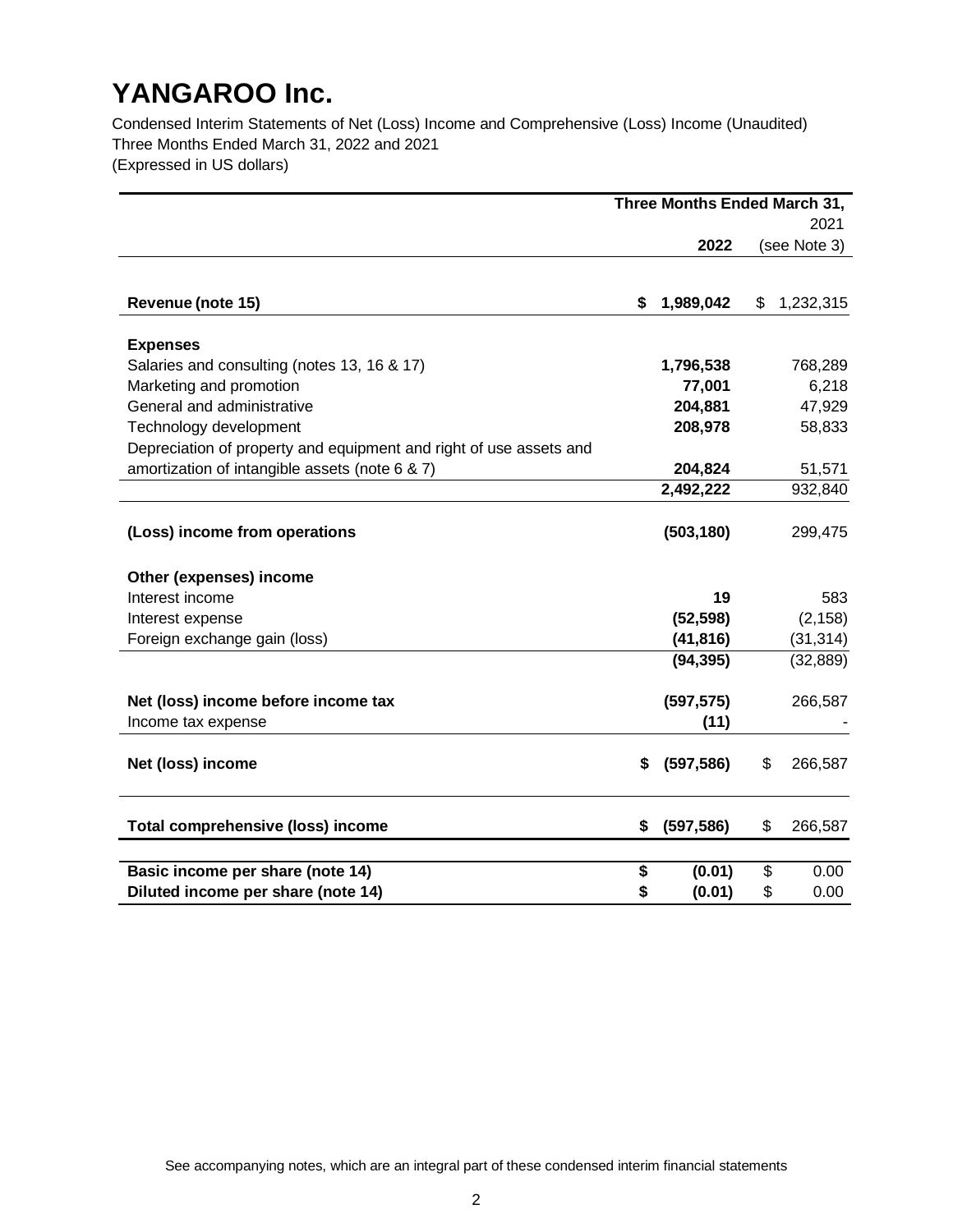# YANGAROO Inc.

Condensed Interim Statements of Net (Loss) Income and Comprehensive (Loss) Income (Unaudited)
Three Months Ended March 31, 2022 and 2021
(Expressed in US dollars)

| | Three Months Ended March 31, | |
|---|---|---|
| | **2022** | 2021 (see Note 3) |
| **Revenue (note 15)** | **$ 1,989,042** | $ 1,232,315 |
| **Expenses** | | |
| Salaries and consulting (notes 13, 16 & 17) | **1,796,538** | 768,289 |
| Marketing and promotion | **77,001** | 6,218 |
| General and administrative | **204,881** | 47,929 |
| Technology development | **208,978** | 58,833 |
| Depreciation of property and equipment and right of use assets and amortization of intangible assets (note 6 & 7) | **204,824** | 51,571 |
| | **2,492,222** | 932,840 |
| **(Loss) income from operations** | **(503,180)** | 299,475 |
| **Other (expenses) income** | | |
| Interest income | **19** | 583 |
| Interest expense | **(52,598)** | (2,158) |
| Foreign exchange gain (loss) | **(41,816)** | (31,314) |
| | **(94,395)** | (32,889) |
| **Net (loss) income before income tax** | **(597,575)** | 266,587 |
| Income tax expense | **(11)** | - |
| **Net (loss) income** | **$ (597,586)** | $ 266,587 |
| **Total comprehensive (loss) income** | **$ (597,586)** | $ 266,587 |
| **Basic income per share (note 14)** | **$ (0.01)** | $ 0.00 |
| **Diluted income per share (note 14)** | **$ (0.01)** | $ 0.00 |

See accompanying notes, which are an integral part of these condensed interim financial statements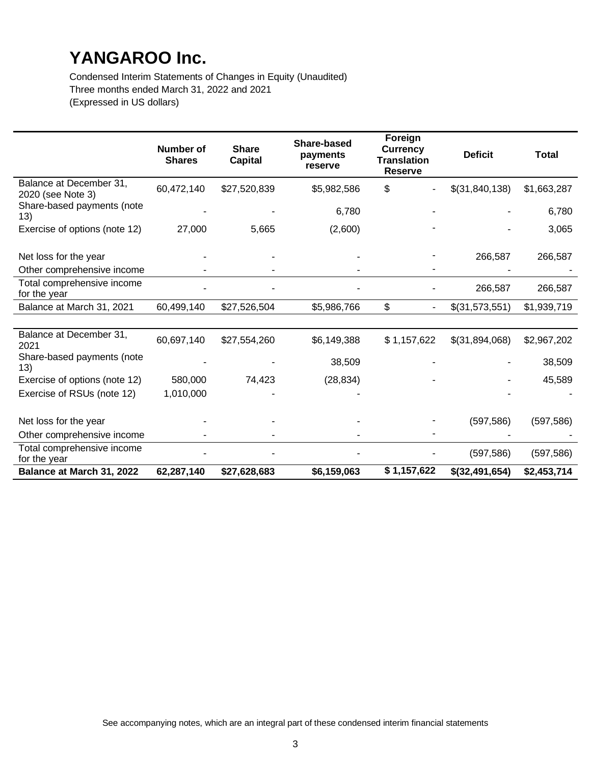# YANGAROO Inc.

Condensed Interim Statements of Changes in Equity (Unaudited)
Three months ended March 31, 2022 and 2021
(Expressed in US dollars)

| | Number of Shares | Share Capital | Share-based payments reserve | Foreign Currency Translation Reserve | Deficit | Total |
|---|---|---|---|---|---|---|
| Balance at December 31, 2020 (see Note 3) | 60,472,140 | $27,520,839 | $5,982,586 | $ - | $(31,840,138) | $1,663,287 |
| Share-based payments (note 13) | - | - | 6,780 | - | - | 6,780 |
| Exercise of options (note 12) | 27,000 | 5,665 | (2,600) | - | - | 3,065 |
| Net loss for the year | - | - | - | - | 266,587 | 266,587 |
| Other comprehensive income | - | - | - | - | - | - |
| Total comprehensive income for the year | - | - | - | - | 266,587 | 266,587 |
| Balance at March 31, 2021 | 60,499,140 | $27,526,504 | $5,986,766 | $ - | $(31,573,551) | $1,939,719 |
| | | | | | | |
| Balance at December 31, 2021 | 60,697,140 | $27,554,260 | $6,149,388 | $ 1,157,622 | $(31,894,068) | $2,967,202 |
| Share-based payments (note 13) | - | - | 38,509 | - | - | 38,509 |
| Exercise of options (note 12) | 580,000 | 74,423 | (28,834) | - | - | 45,589 |
| Exercise of RSUs (note 12) | 1,010,000 | - | - | - | - | - |
| Net loss for the year | - | - | - | - | (597,586) | (597,586) |
| Other comprehensive income | - | - | - | - | - | - |
| Total comprehensive income for the year | - | - | - | - | (597,586) | (597,586) |
| **Balance at March 31, 2022** | **62,287,140** | **$27,628,683** | **$6,159,063** | **$ 1,157,622** | **$(32,491,654)** | **$2,453,714** |

See accompanying notes, which are an integral part of these condensed interim financial statements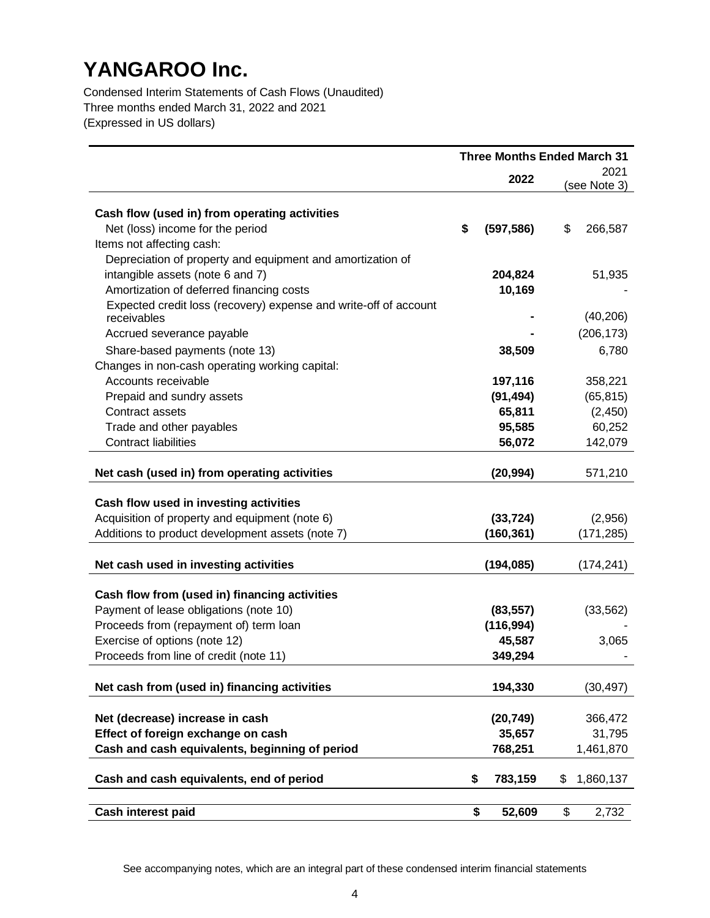# YANGAROO Inc.

Condensed Interim Statements of Cash Flows (Unaudited)
Three months ended March 31, 2022 and 2021
(Expressed in US dollars)

| | Three Months Ended March 31 | |
|---|---|---|
| | **2022** | 2021 (see Note 3) |
| **Cash flow (used in) from operating activities** | | |
| Net (loss) income for the period | **$ (597,586)** | $ 266,587 |
| Items not affecting cash: | | |
| Depreciation of property and equipment and amortization of intangible assets (note 6 and 7) | **204,824** | 51,935 |
| Amortization of deferred financing costs | **10,169** | - |
| Expected credit loss (recovery) expense and write-off of account receivables | **-** | (40,206) |
| Accrued severance payable | **-** | (206,173) |
| Share-based payments (note 13) | **38,509** | 6,780 |
| Changes in non-cash operating working capital: | | |
| Accounts receivable | **197,116** | 358,221 |
| Prepaid and sundry assets | **(91,494)** | (65,815) |
| Contract assets | **65,811** | (2,450) |
| Trade and other payables | **95,585** | 60,252 |
| Contract liabilities | **56,072** | 142,079 |
| **Net cash (used in) from operating activities** | **(20,994)** | 571,210 |
| **Cash flow used in investing activities** | | |
| Acquisition of property and equipment (note 6) | **(33,724)** | (2,956) |
| Additions to product development assets (note 7) | **(160,361)** | (171,285) |
| **Net cash used in investing activities** | **(194,085)** | (174,241) |
| **Cash flow from (used in) financing activities** | | |
| Payment of lease obligations (note 10) | **(83,557)** | (33,562) |
| Proceeds from (repayment of) term loan | **(116,994)** | - |
| Exercise of options (note 12) | **45,587** | 3,065 |
| Proceeds from line of credit (note 11) | **349,294** | - |
| **Net cash from (used in) financing activities** | **194,330** | (30,497) |
| **Net (decrease) increase in cash** | **(20,749)** | 366,472 |
| **Effect of foreign exchange on cash** | **35,657** | 31,795 |
| **Cash and cash equivalents, beginning of period** | **768,251** | 1,461,870 |
| **Cash and cash equivalents, end of period** | **$ 783,159** | $ 1,860,137 |
| **Cash interest paid** | **$ 52,609** | $ 2,732 |

See accompanying notes, which are an integral part of these condensed interim financial statements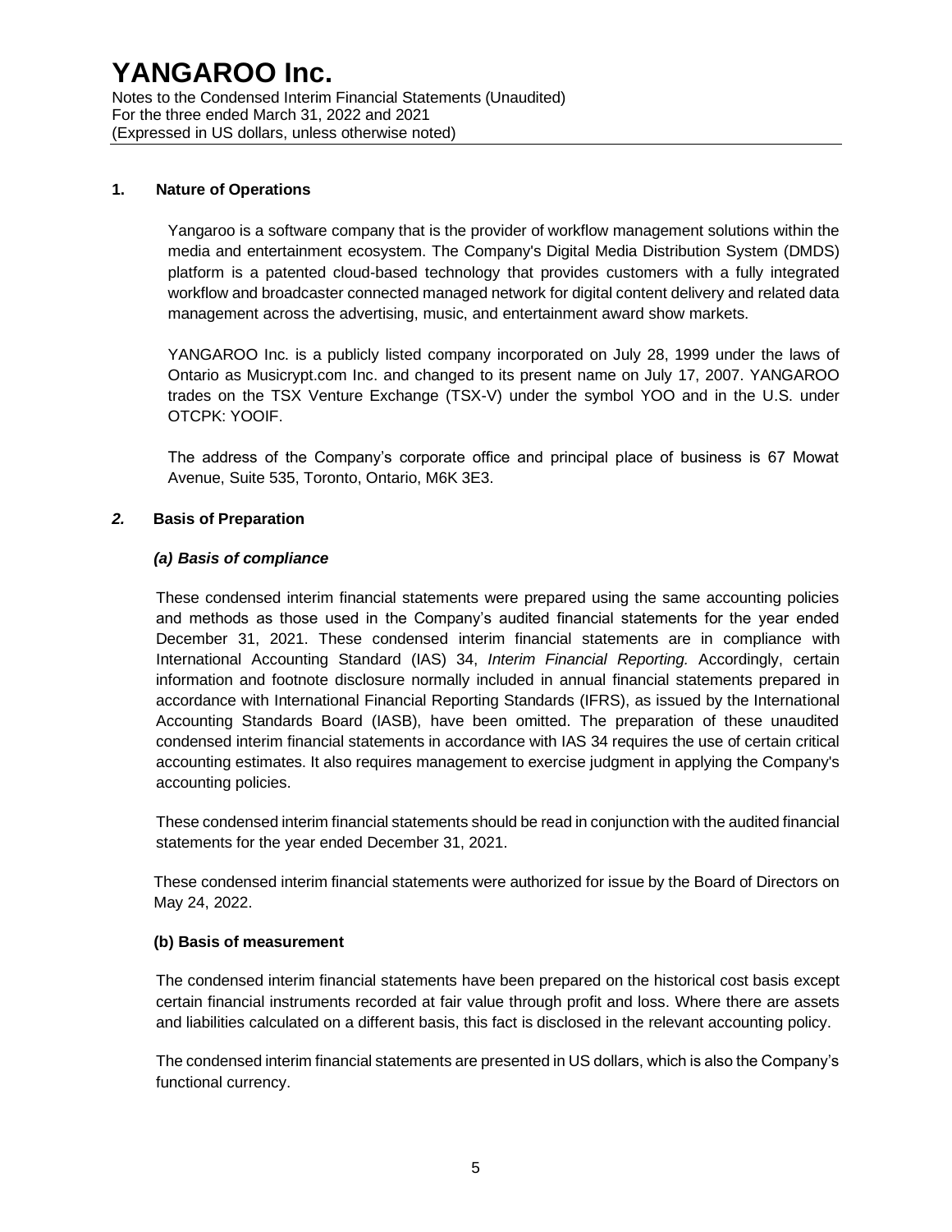## 1. Nature of Operations

Yangaroo is a software company that is the provider of workflow management solutions within the media and entertainment ecosystem. The Company's Digital Media Distribution System (DMDS) platform is a patented cloud-based technology that provides customers with a fully integrated workflow and broadcaster connected managed network for digital content delivery and related data management across the advertising, music, and entertainment award show markets.

YANGAROO Inc. is a publicly listed company incorporated on July 28, 1999 under the laws of Ontario as Musicrypt.com Inc. and changed to its present name on July 17, 2007. YANGAROO trades on the TSX Venture Exchange (TSX-V) under the symbol YOO and in the U.S. under OTCPK: YOOIF.

The address of the Company's corporate office and principal place of business is 67 Mowat Avenue, Suite 535, Toronto, Ontario, M6K 3E3.

## *2.* Basis of Preparation

### *(a) Basis of compliance*

These condensed interim financial statements were prepared using the same accounting policies and methods as those used in the Company's audited financial statements for the year ended December 31, 2021. These condensed interim financial statements are in compliance with International Accounting Standard (IAS) 34, *Interim Financial Reporting.* Accordingly, certain information and footnote disclosure normally included in annual financial statements prepared in accordance with International Financial Reporting Standards (IFRS), as issued by the International Accounting Standards Board (IASB), have been omitted. The preparation of these unaudited condensed interim financial statements in accordance with IAS 34 requires the use of certain critical accounting estimates. It also requires management to exercise judgment in applying the Company's accounting policies.

These condensed interim financial statements should be read in conjunction with the audited financial statements for the year ended December 31, 2021.

These condensed interim financial statements were authorized for issue by the Board of Directors on May 24, 2022.

### (b) Basis of measurement

The condensed interim financial statements have been prepared on the historical cost basis except certain financial instruments recorded at fair value through profit and loss. Where there are assets and liabilities calculated on a different basis, this fact is disclosed in the relevant accounting policy.

The condensed interim financial statements are presented in US dollars, which is also the Company's functional currency.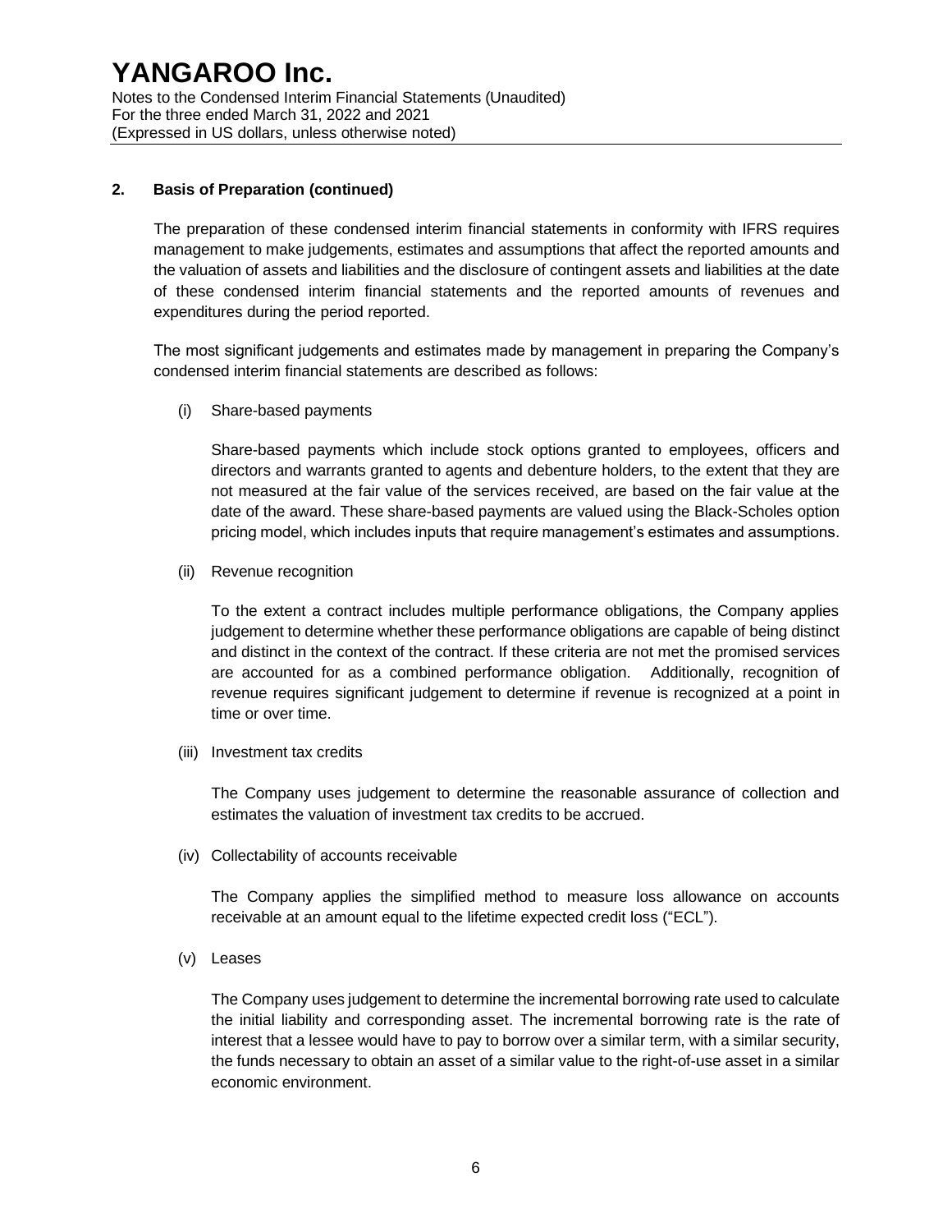## 2. Basis of Preparation (continued)

The preparation of these condensed interim financial statements in conformity with IFRS requires management to make judgements, estimates and assumptions that affect the reported amounts and the valuation of assets and liabilities and the disclosure of contingent assets and liabilities at the date of these condensed interim financial statements and the reported amounts of revenues and expenditures during the period reported.

The most significant judgements and estimates made by management in preparing the Company's condensed interim financial statements are described as follows:

(i) Share-based payments

Share-based payments which include stock options granted to employees, officers and directors and warrants granted to agents and debenture holders, to the extent that they are not measured at the fair value of the services received, are based on the fair value at the date of the award. These share-based payments are valued using the Black-Scholes option pricing model, which includes inputs that require management's estimates and assumptions.

(ii) Revenue recognition

To the extent a contract includes multiple performance obligations, the Company applies judgement to determine whether these performance obligations are capable of being distinct and distinct in the context of the contract. If these criteria are not met the promised services are accounted for as a combined performance obligation. Additionally, recognition of revenue requires significant judgement to determine if revenue is recognized at a point in time or over time.

(iii) Investment tax credits

The Company uses judgement to determine the reasonable assurance of collection and estimates the valuation of investment tax credits to be accrued.

(iv) Collectability of accounts receivable

The Company applies the simplified method to measure loss allowance on accounts receivable at an amount equal to the lifetime expected credit loss ("ECL").

(v) Leases

The Company uses judgement to determine the incremental borrowing rate used to calculate the initial liability and corresponding asset. The incremental borrowing rate is the rate of interest that a lessee would have to pay to borrow over a similar term, with a similar security, the funds necessary to obtain an asset of a similar value to the right-of-use asset in a similar economic environment.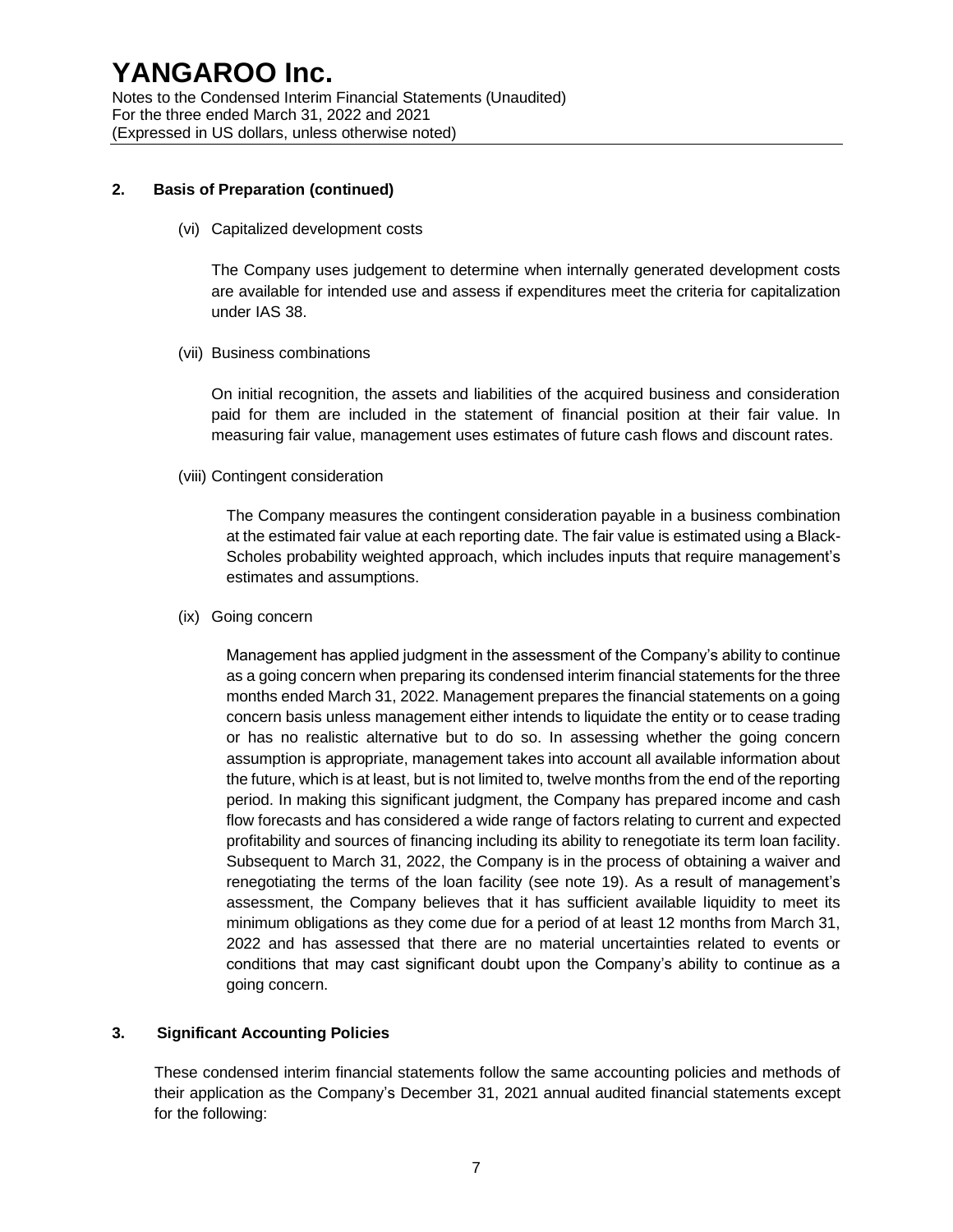## 2. Basis of Preparation (continued)

(vi) Capitalized development costs

The Company uses judgement to determine when internally generated development costs are available for intended use and assess if expenditures meet the criteria for capitalization under IAS 38.

(vii) Business combinations

On initial recognition, the assets and liabilities of the acquired business and consideration paid for them are included in the statement of financial position at their fair value. In measuring fair value, management uses estimates of future cash flows and discount rates.

(viii) Contingent consideration

The Company measures the contingent consideration payable in a business combination at the estimated fair value at each reporting date. The fair value is estimated using a Black-Scholes probability weighted approach, which includes inputs that require management's estimates and assumptions.

(ix) Going concern

Management has applied judgment in the assessment of the Company's ability to continue as a going concern when preparing its condensed interim financial statements for the three months ended March 31, 2022. Management prepares the financial statements on a going concern basis unless management either intends to liquidate the entity or to cease trading or has no realistic alternative but to do so. In assessing whether the going concern assumption is appropriate, management takes into account all available information about the future, which is at least, but is not limited to, twelve months from the end of the reporting period. In making this significant judgment, the Company has prepared income and cash flow forecasts and has considered a wide range of factors relating to current and expected profitability and sources of financing including its ability to renegotiate its term loan facility. Subsequent to March 31, 2022, the Company is in the process of obtaining a waiver and renegotiating the terms of the loan facility (see note 19). As a result of management's assessment, the Company believes that it has sufficient available liquidity to meet its minimum obligations as they come due for a period of at least 12 months from March 31, 2022 and has assessed that there are no material uncertainties related to events or conditions that may cast significant doubt upon the Company's ability to continue as a going concern.

## 3. Significant Accounting Policies

These condensed interim financial statements follow the same accounting policies and methods of their application as the Company's December 31, 2021 annual audited financial statements except for the following: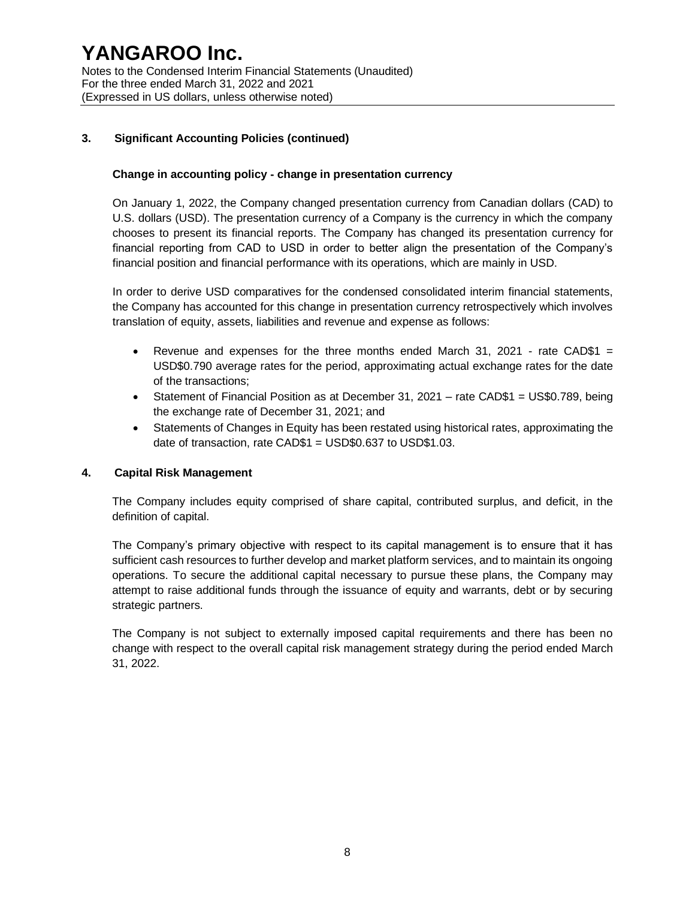## 3. Significant Accounting Policies (continued)

### Change in accounting policy - change in presentation currency

On January 1, 2022, the Company changed presentation currency from Canadian dollars (CAD) to U.S. dollars (USD). The presentation currency of a Company is the currency in which the company chooses to present its financial reports. The Company has changed its presentation currency for financial reporting from CAD to USD in order to better align the presentation of the Company's financial position and financial performance with its operations, which are mainly in USD.

In order to derive USD comparatives for the condensed consolidated interim financial statements, the Company has accounted for this change in presentation currency retrospectively which involves translation of equity, assets, liabilities and revenue and expense as follows:

- Revenue and expenses for the three months ended March 31, 2021 - rate CAD$1 = USD$0.790 average rates for the period, approximating actual exchange rates for the date of the transactions;
- Statement of Financial Position as at December 31, 2021 – rate CAD$1 = US$0.789, being the exchange rate of December 31, 2021; and
- Statements of Changes in Equity has been restated using historical rates, approximating the date of transaction, rate CAD$1 = USD$0.637 to USD$1.03.

## 4. Capital Risk Management

The Company includes equity comprised of share capital, contributed surplus, and deficit, in the definition of capital.

The Company's primary objective with respect to its capital management is to ensure that it has sufficient cash resources to further develop and market platform services, and to maintain its ongoing operations. To secure the additional capital necessary to pursue these plans, the Company may attempt to raise additional funds through the issuance of equity and warrants, debt or by securing strategic partners.

The Company is not subject to externally imposed capital requirements and there has been no change with respect to the overall capital risk management strategy during the period ended March 31, 2022.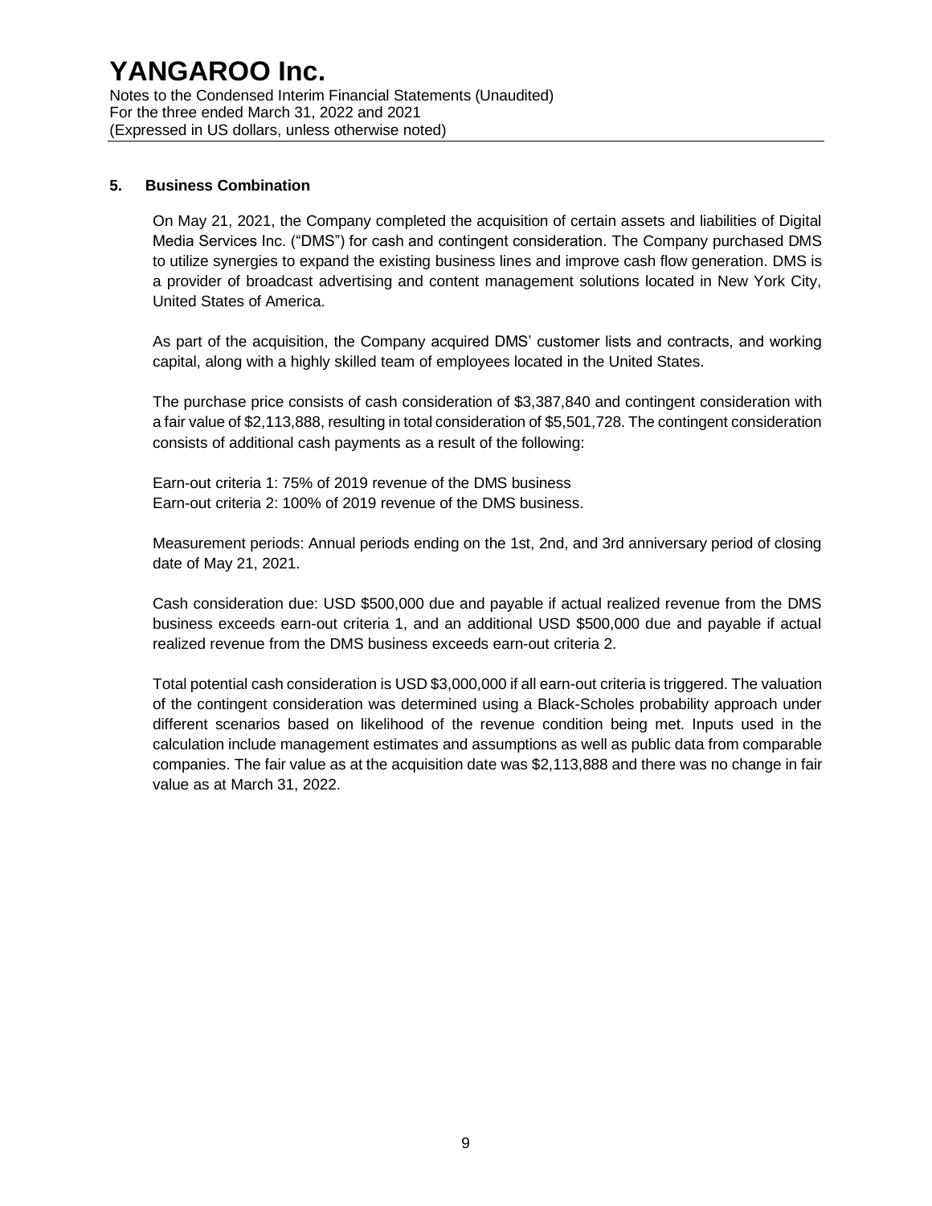## 5. Business Combination

On May 21, 2021, the Company completed the acquisition of certain assets and liabilities of Digital Media Services Inc. ("DMS") for cash and contingent consideration. The Company purchased DMS to utilize synergies to expand the existing business lines and improve cash flow generation. DMS is a provider of broadcast advertising and content management solutions located in New York City, United States of America.

As part of the acquisition, the Company acquired DMS' customer lists and contracts, and working capital, along with a highly skilled team of employees located in the United States.

The purchase price consists of cash consideration of $3,387,840 and contingent consideration with a fair value of $2,113,888, resulting in total consideration of $5,501,728. The contingent consideration consists of additional cash payments as a result of the following:

Earn-out criteria 1: 75% of 2019 revenue of the DMS business
Earn-out criteria 2: 100% of 2019 revenue of the DMS business.

Measurement periods: Annual periods ending on the 1st, 2nd, and 3rd anniversary period of closing date of May 21, 2021.

Cash consideration due: USD $500,000 due and payable if actual realized revenue from the DMS business exceeds earn-out criteria 1, and an additional USD $500,000 due and payable if actual realized revenue from the DMS business exceeds earn-out criteria 2.

Total potential cash consideration is USD $3,000,000 if all earn-out criteria is triggered. The valuation of the contingent consideration was determined using a Black-Scholes probability approach under different scenarios based on likelihood of the revenue condition being met. Inputs used in the calculation include management estimates and assumptions as well as public data from comparable companies. The fair value as at the acquisition date was $2,113,888 and there was no change in fair value as at March 31, 2022.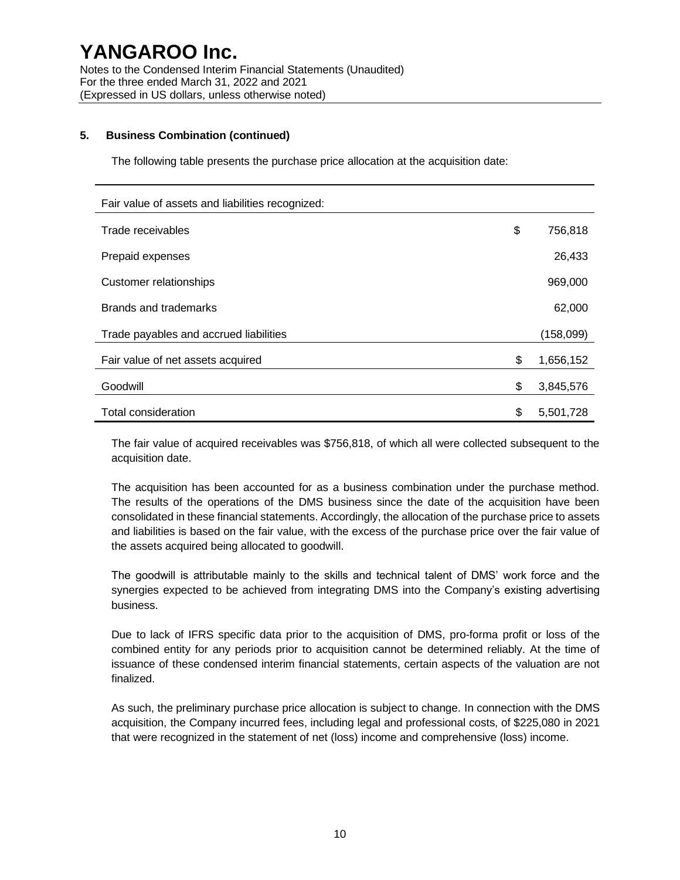### 5. Business Combination (continued)

The following table presents the purchase price allocation at the acquisition date:

| Fair value of assets and liabilities recognized: | | |
|---|---|---|
| Trade receivables | $ | 756,818 |
| Prepaid expenses | | 26,433 |
| Customer relationships | | 969,000 |
| Brands and trademarks | | 62,000 |
| Trade payables and accrued liabilities | | (158,099) |
| Fair value of net assets acquired | $ | 1,656,152 |
| Goodwill | $ | 3,845,576 |
| Total consideration | $ | 5,501,728 |

The fair value of acquired receivables was $756,818, of which all were collected subsequent to the acquisition date.

The acquisition has been accounted for as a business combination under the purchase method. The results of the operations of the DMS business since the date of the acquisition have been consolidated in these financial statements. Accordingly, the allocation of the purchase price to assets and liabilities is based on the fair value, with the excess of the purchase price over the fair value of the assets acquired being allocated to goodwill.

The goodwill is attributable mainly to the skills and technical talent of DMS' work force and the synergies expected to be achieved from integrating DMS into the Company's existing advertising business.

Due to lack of IFRS specific data prior to the acquisition of DMS, pro-forma profit or loss of the combined entity for any periods prior to acquisition cannot be determined reliably. At the time of issuance of these condensed interim financial statements, certain aspects of the valuation are not finalized.

As such, the preliminary purchase price allocation is subject to change. In connection with the DMS acquisition, the Company incurred fees, including legal and professional costs, of $225,080 in 2021 that were recognized in the statement of net (loss) income and comprehensive (loss) income.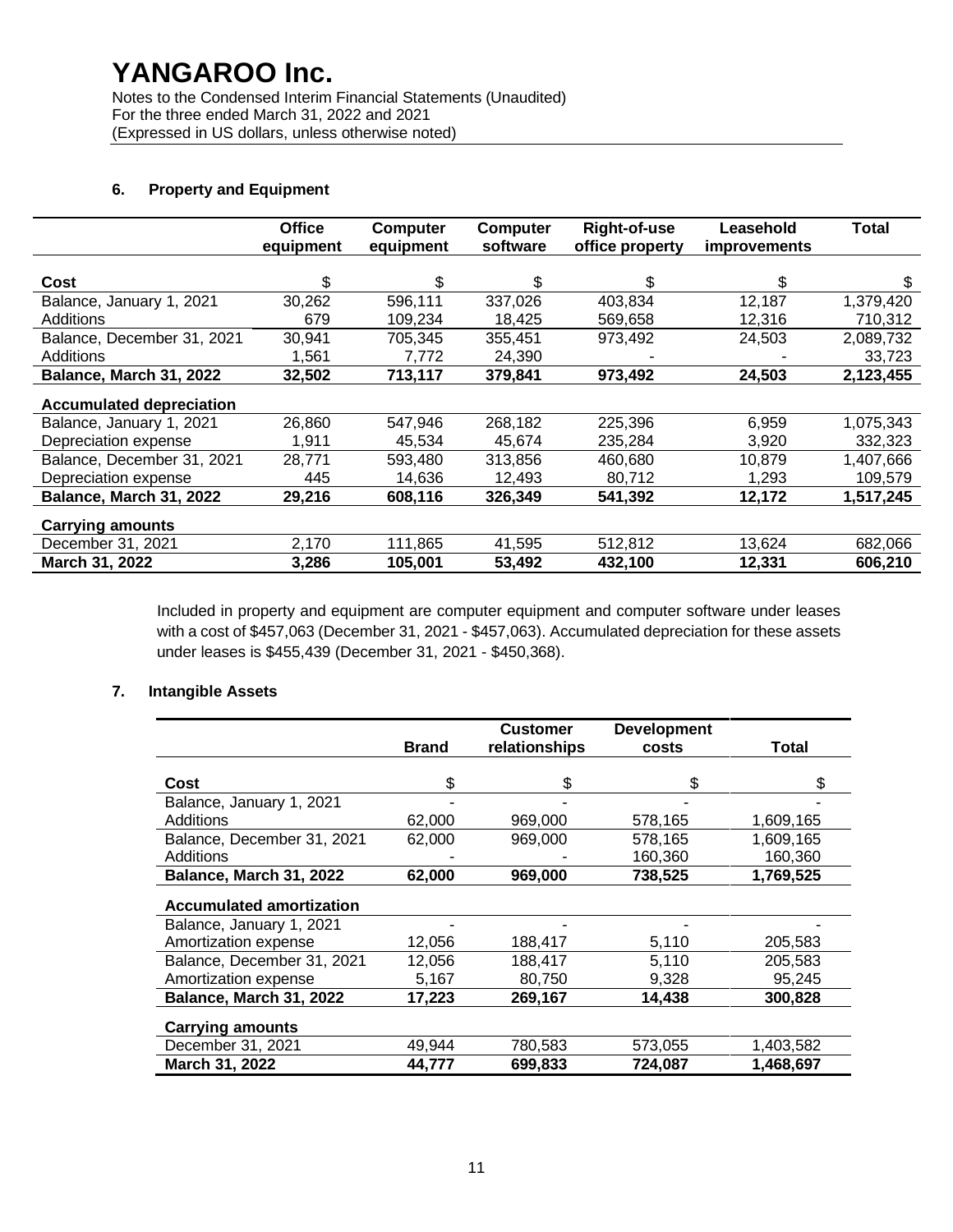# YANGAROO Inc.

Notes to the Condensed Interim Financial Statements (Unaudited)
For the three ended March 31, 2022 and 2021
(Expressed in US dollars, unless otherwise noted)

## 6. Property and Equipment

| | Office equipment | Computer equipment | Computer software | Right-of-use office property | Leasehold improvements | Total |
|---|---|---|---|---|---|---|
| **Cost** | $ | $ | $ | $ | $ | $ |
| Balance, January 1, 2021 | 30,262 | 596,111 | 337,026 | 403,834 | 12,187 | 1,379,420 |
| Additions | 679 | 109,234 | 18,425 | 569,658 | 12,316 | 710,312 |
| Balance, December 31, 2021 | 30,941 | 705,345 | 355,451 | 973,492 | 24,503 | 2,089,732 |
| Additions | 1,561 | 7,772 | 24,390 | - | - | 33,723 |
| **Balance, March 31, 2022** | **32,502** | **713,117** | **379,841** | **973,492** | **24,503** | **2,123,455** |
| **Accumulated depreciation** | | | | | | |
| Balance, January 1, 2021 | 26,860 | 547,946 | 268,182 | 225,396 | 6,959 | 1,075,343 |
| Depreciation expense | 1,911 | 45,534 | 45,674 | 235,284 | 3,920 | 332,323 |
| Balance, December 31, 2021 | 28,771 | 593,480 | 313,856 | 460,680 | 10,879 | 1,407,666 |
| Depreciation expense | 445 | 14,636 | 12,493 | 80,712 | 1,293 | 109,579 |
| **Balance, March 31, 2022** | **29,216** | **608,116** | **326,349** | **541,392** | **12,172** | **1,517,245** |
| **Carrying amounts** | | | | | | |
| December 31, 2021 | 2,170 | 111,865 | 41,595 | 512,812 | 13,624 | 682,066 |
| **March 31, 2022** | **3,286** | **105,001** | **53,492** | **432,100** | **12,331** | **606,210** |

Included in property and equipment are computer equipment and computer software under leases with a cost of $457,063 (December 31, 2021 - $457,063). Accumulated depreciation for these assets under leases is $455,439 (December 31, 2021 - $450,368).

## 7. Intangible Assets

| | Brand | Customer relationships | Development costs | Total |
|---|---|---|---|---|
| **Cost** | $ | $ | $ | $ |
| Balance, January 1, 2021 | - | - | - | - |
| Additions | 62,000 | 969,000 | 578,165 | 1,609,165 |
| Balance, December 31, 2021 | 62,000 | 969,000 | 578,165 | 1,609,165 |
| Additions | - | - | 160,360 | 160,360 |
| **Balance, March 31, 2022** | **62,000** | **969,000** | **738,525** | **1,769,525** |
| **Accumulated amortization** | | | | |
| Balance, January 1, 2021 | - | - | - | - |
| Amortization expense | 12,056 | 188,417 | 5,110 | 205,583 |
| Balance, December 31, 2021 | 12,056 | 188,417 | 5,110 | 205,583 |
| Amortization expense | 5,167 | 80,750 | 9,328 | 95,245 |
| **Balance, March 31, 2022** | **17,223** | **269,167** | **14,438** | **300,828** |
| **Carrying amounts** | | | | |
| December 31, 2021 | 49,944 | 780,583 | 573,055 | 1,403,582 |
| **March 31, 2022** | **44,777** | **699,833** | **724,087** | **1,468,697** |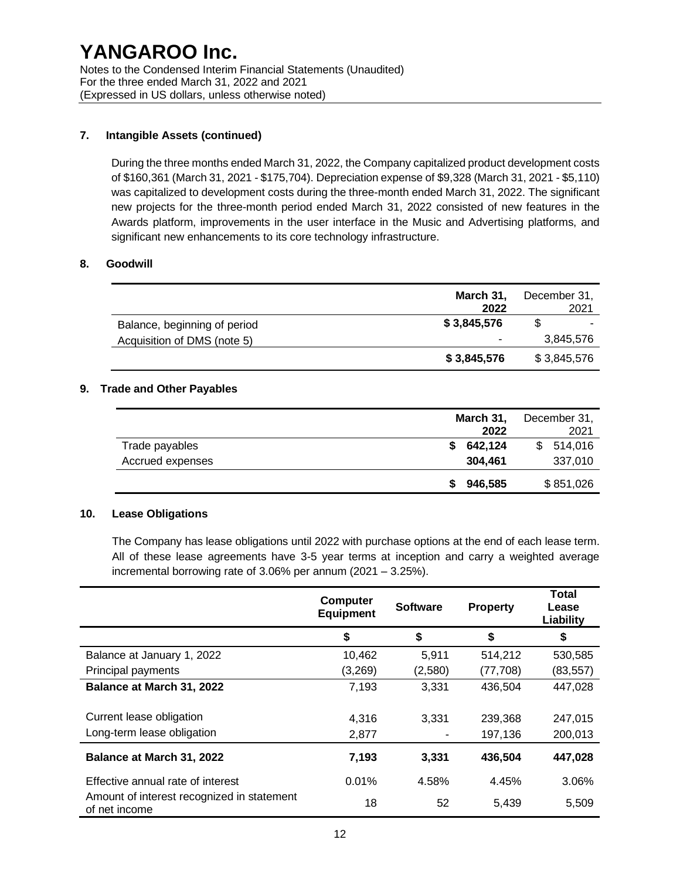## 7. Intangible Assets (continued)

During the three months ended March 31, 2022, the Company capitalized product development costs of $160,361 (March 31, 2021 - $175,704). Depreciation expense of $9,328 (March 31, 2021 - $5,110) was capitalized to development costs during the three-month ended March 31, 2022. The significant new projects for the three-month period ended March 31, 2022 consisted of new features in the Awards platform, improvements in the user interface in the Music and Advertising platforms, and significant new enhancements to its core technology infrastructure.

## 8. Goodwill

| | **March 31, 2022** | December 31, 2021 |
|---|---|---|
| Balance, beginning of period | **$ 3,845,576** | $ - |
| Acquisition of DMS (note 5) | - | 3,845,576 |
| | **$ 3,845,576** | $ 3,845,576 |

## 9. Trade and Other Payables

| | **March 31, 2022** | December 31, 2021 |
|---|---|---|
| Trade payables | **$ 642,124** | $ 514,016 |
| Accrued expenses | **304,461** | 337,010 |
| | **$ 946,585** | $ 851,026 |

## 10. Lease Obligations

The Company has lease obligations until 2022 with purchase options at the end of each lease term. All of these lease agreements have 3-5 year terms at inception and carry a weighted average incremental borrowing rate of 3.06% per annum (2021 – 3.25%).

| | **Computer Equipment** | **Software** | **Property** | **Total Lease Liability** |
|---|---|---|---|---|
| | **$** | **$** | **$** | **$** |
| Balance at January 1, 2022 | 10,462 | 5,911 | 514,212 | 530,585 |
| Principal payments | (3,269) | (2,580) | (77,708) | (83,557) |
| **Balance at March 31, 2022** | 7,193 | 3,331 | 436,504 | 447,028 |
| Current lease obligation | 4,316 | 3,331 | 239,368 | 247,015 |
| Long-term lease obligation | 2,877 | - | 197,136 | 200,013 |
| **Balance at March 31, 2022** | **7,193** | **3,331** | **436,504** | **447,028** |
| Effective annual rate of interest | 0.01% | 4.58% | 4.45% | 3.06% |
| Amount of interest recognized in statement of net income | 18 | 52 | 5,439 | 5,509 |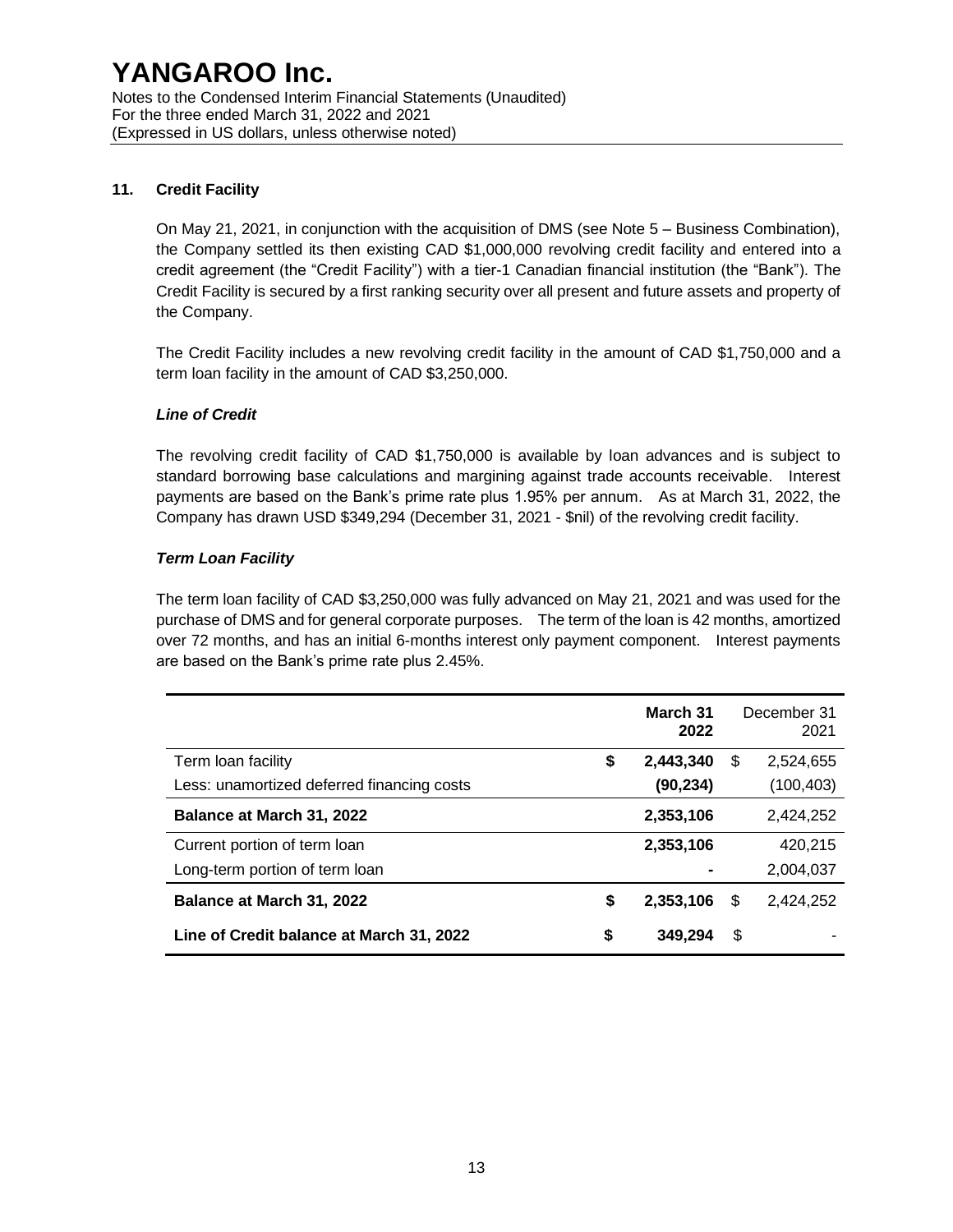## 11. Credit Facility

On May 21, 2021, in conjunction with the acquisition of DMS (see Note 5 – Business Combination), the Company settled its then existing CAD $1,000,000 revolving credit facility and entered into a credit agreement (the "Credit Facility") with a tier-1 Canadian financial institution (the "Bank"). The Credit Facility is secured by a first ranking security over all present and future assets and property of the Company.

The Credit Facility includes a new revolving credit facility in the amount of CAD $1,750,000 and a term loan facility in the amount of CAD $3,250,000.

### *Line of Credit*

The revolving credit facility of CAD $1,750,000 is available by loan advances and is subject to standard borrowing base calculations and margining against trade accounts receivable. Interest payments are based on the Bank's prime rate plus 1.95% per annum. As at March 31, 2022, the Company has drawn USD $349,294 (December 31, 2021 - $nil) of the revolving credit facility.

### *Term Loan Facility*

The term loan facility of CAD $3,250,000 was fully advanced on May 21, 2021 and was used for the purchase of DMS and for general corporate purposes. The term of the loan is 42 months, amortized over 72 months, and has an initial 6-months interest only payment component. Interest payments are based on the Bank's prime rate plus 2.45%.

| | | **March 31 2022** | | December 31 2021 |
|---|---|---|---|---|
| Term loan facility | **$** | **2,443,340** | $ | 2,524,655 |
| Less: unamortized deferred financing costs | | **(90,234)** | | (100,403) |
| **Balance at March 31, 2022** | | **2,353,106** | | 2,424,252 |
| Current portion of term loan | | **2,353,106** | | 420,215 |
| Long-term portion of term loan | | **-** | | 2,004,037 |
| **Balance at March 31, 2022** | **$** | **2,353,106** | $ | 2,424,252 |
| **Line of Credit balance at March 31, 2022** | **$** | **349,294** | $ | - |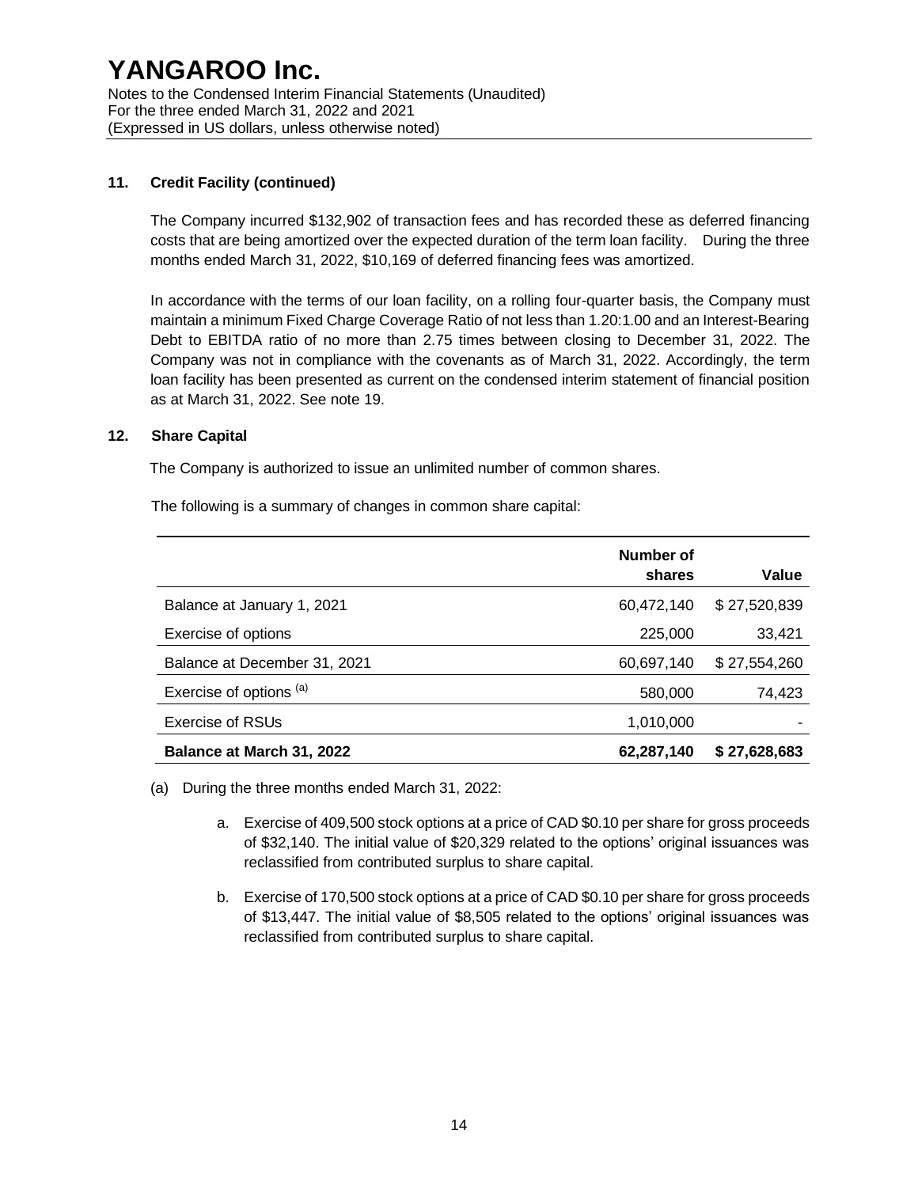### 11. Credit Facility (continued)

The Company incurred $132,902 of transaction fees and has recorded these as deferred financing costs that are being amortized over the expected duration of the term loan facility. During the three months ended March 31, 2022, $10,169 of deferred financing fees was amortized.

In accordance with the terms of our loan facility, on a rolling four-quarter basis, the Company must maintain a minimum Fixed Charge Coverage Ratio of not less than 1.20:1.00 and an Interest-Bearing Debt to EBITDA ratio of no more than 2.75 times between closing to December 31, 2022. The Company was not in compliance with the covenants as of March 31, 2022. Accordingly, the term loan facility has been presented as current on the condensed interim statement of financial position as at March 31, 2022. See note 19.

### 12. Share Capital

The Company is authorized to issue an unlimited number of common shares.

The following is a summary of changes in common share capital:

| | Number of shares | Value |
|---|---|---|
| Balance at January 1, 2021 | 60,472,140 | $ 27,520,839 |
| Exercise of options | 225,000 | 33,421 |
| Balance at December 31, 2021 | 60,697,140 | $ 27,554,260 |
| Exercise of options [(a)] | 580,000 | 74,423 |
| Exercise of RSUs | 1,010,000 | - |
| **Balance at March 31, 2022** | **62,287,140** | **$ 27,628,683** |

(a) During the three months ended March 31, 2022:

a. Exercise of 409,500 stock options at a price of CAD $0.10 per share for gross proceeds of $32,140. The initial value of $20,329 related to the options' original issuances was reclassified from contributed surplus to share capital.

b. Exercise of 170,500 stock options at a price of CAD $0.10 per share for gross proceeds of $13,447. The initial value of $8,505 related to the options' original issuances was reclassified from contributed surplus to share capital.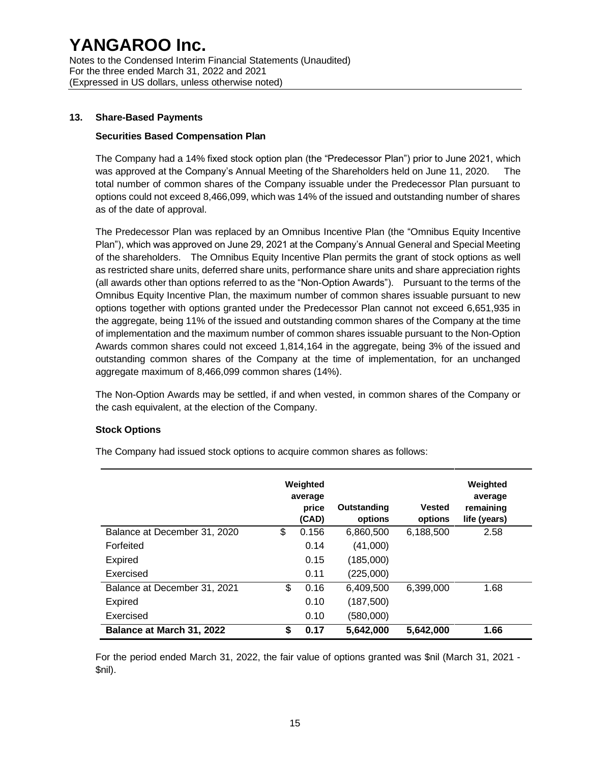## 13. Share-Based Payments

### Securities Based Compensation Plan

The Company had a 14% fixed stock option plan (the "Predecessor Plan") prior to June 2021, which was approved at the Company's Annual Meeting of the Shareholders held on June 11, 2020. The total number of common shares of the Company issuable under the Predecessor Plan pursuant to options could not exceed 8,466,099, which was 14% of the issued and outstanding number of shares as of the date of approval.

The Predecessor Plan was replaced by an Omnibus Incentive Plan (the "Omnibus Equity Incentive Plan"), which was approved on June 29, 2021 at the Company's Annual General and Special Meeting of the shareholders. The Omnibus Equity Incentive Plan permits the grant of stock options as well as restricted share units, deferred share units, performance share units and share appreciation rights (all awards other than options referred to as the "Non-Option Awards"). Pursuant to the terms of the Omnibus Equity Incentive Plan, the maximum number of common shares issuable pursuant to new options together with options granted under the Predecessor Plan cannot not exceed 6,651,935 in the aggregate, being 11% of the issued and outstanding common shares of the Company at the time of implementation and the maximum number of common shares issuable pursuant to the Non-Option Awards common shares could not exceed 1,814,164 in the aggregate, being 3% of the issued and outstanding common shares of the Company at the time of implementation, for an unchanged aggregate maximum of 8,466,099 common shares (14%).

The Non-Option Awards may be settled, if and when vested, in common shares of the Company or the cash equivalent, at the election of the Company.

### Stock Options

The Company had issued stock options to acquire common shares as follows:

| | Weighted average price (CAD) | Outstanding options | Vested options | Weighted average remaining life (years) |
|---|---|---|---|---|
| Balance at December 31, 2020 | $ 0.156 | 6,860,500 | 6,188,500 | 2.58 |
| Forfeited | 0.14 | (41,000) | | |
| Expired | 0.15 | (185,000) | | |
| Exercised | 0.11 | (225,000) | | |
| Balance at December 31, 2021 | $ 0.16 | 6,409,500 | 6,399,000 | 1.68 |
| Expired | 0.10 | (187,500) | | |
| Exercised | 0.10 | (580,000) | | |
| **Balance at March 31, 2022** | **$ 0.17** | **5,642,000** | **5,642,000** | **1.66** |

For the period ended March 31, 2022, the fair value of options granted was $nil (March 31, 2021 - $nil).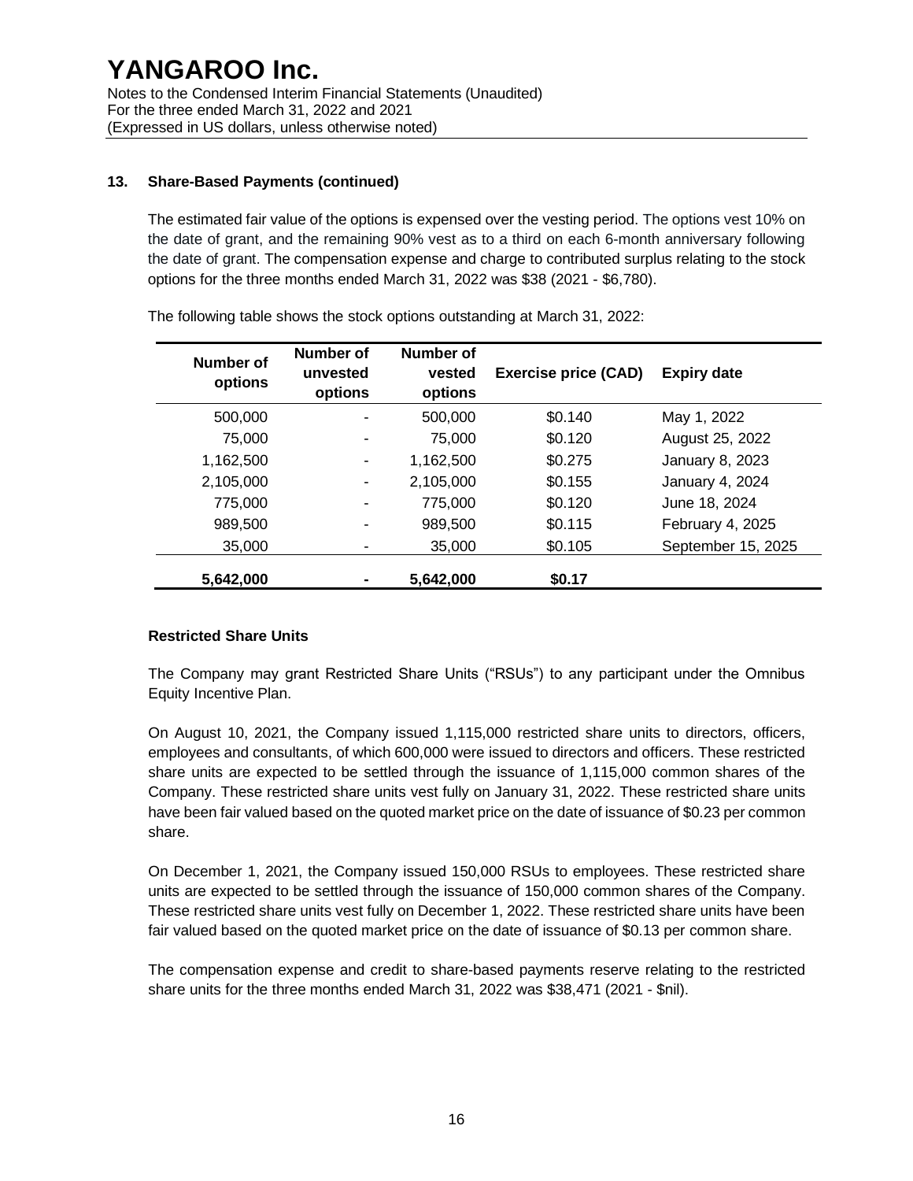## 13. Share-Based Payments (continued)

The estimated fair value of the options is expensed over the vesting period. The options vest 10% on the date of grant, and the remaining 90% vest as to a third on each 6-month anniversary following the date of grant. The compensation expense and charge to contributed surplus relating to the stock options for the three months ended March 31, 2022 was $38 (2021 - $6,780).

The following table shows the stock options outstanding at March 31, 2022:

| Number of options | Number of unvested options | Number of vested options | Exercise price (CAD) | Expiry date |
|---|---|---|---|---|
| 500,000 | - | 500,000 | $0.140 | May 1, 2022 |
| 75,000 | - | 75,000 | $0.120 | August 25, 2022 |
| 1,162,500 | - | 1,162,500 | $0.275 | January 8, 2023 |
| 2,105,000 | - | 2,105,000 | $0.155 | January 4, 2024 |
| 775,000 | - | 775,000 | $0.120 | June 18, 2024 |
| 989,500 | - | 989,500 | $0.115 | February 4, 2025 |
| 35,000 | - | 35,000 | $0.105 | September 15, 2025 |
| **5,642,000** | **-** | **5,642,000** | **$0.17** | |

### Restricted Share Units

The Company may grant Restricted Share Units ("RSUs") to any participant under the Omnibus Equity Incentive Plan.

On August 10, 2021, the Company issued 1,115,000 restricted share units to directors, officers, employees and consultants, of which 600,000 were issued to directors and officers. These restricted share units are expected to be settled through the issuance of 1,115,000 common shares of the Company. These restricted share units vest fully on January 31, 2022. These restricted share units have been fair valued based on the quoted market price on the date of issuance of $0.23 per common share.

On December 1, 2021, the Company issued 150,000 RSUs to employees. These restricted share units are expected to be settled through the issuance of 150,000 common shares of the Company. These restricted share units vest fully on December 1, 2022. These restricted share units have been fair valued based on the quoted market price on the date of issuance of $0.13 per common share.

The compensation expense and credit to share-based payments reserve relating to the restricted share units for the three months ended March 31, 2022 was $38,471 (2021 - $nil).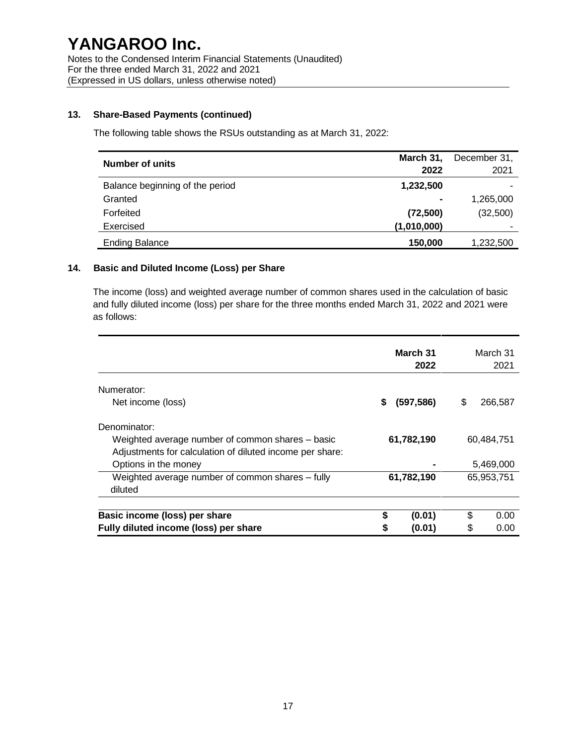## 13. Share-Based Payments (continued)

The following table shows the RSUs outstanding as at March 31, 2022:

| Number of units | March 31, 2022 | December 31, 2021 |
|---|---|---|
| Balance beginning of the period | **1,232,500** | - |
| Granted | **-** | 1,265,000 |
| Forfeited | **(72,500)** | (32,500) |
| Exercised | **(1,010,000)** | - |
| Ending Balance | **150,000** | 1,232,500 |

## 14. Basic and Diluted Income (Loss) per Share

The income (loss) and weighted average number of common shares used in the calculation of basic and fully diluted income (loss) per share for the three months ended March 31, 2022 and 2021 were as follows:

| | March 31 2022 | March 31 2021 |
|---|---|---|
| Numerator: | | |
| Net income (loss) | **$ (597,586)** | $ 266,587 |
| Denominator: | | |
| Weighted average number of common shares – basic | **61,782,190** | 60,484,751 |
| Adjustments for calculation of diluted income per share: | | |
| Options in the money | **-** | 5,469,000 |
| Weighted average number of common shares – fully diluted | **61,782,190** | 65,953,751 |
| **Basic income (loss) per share** | **$ (0.01)** | $ 0.00 |
| **Fully diluted income (loss) per share** | **$ (0.01)** | $ 0.00 |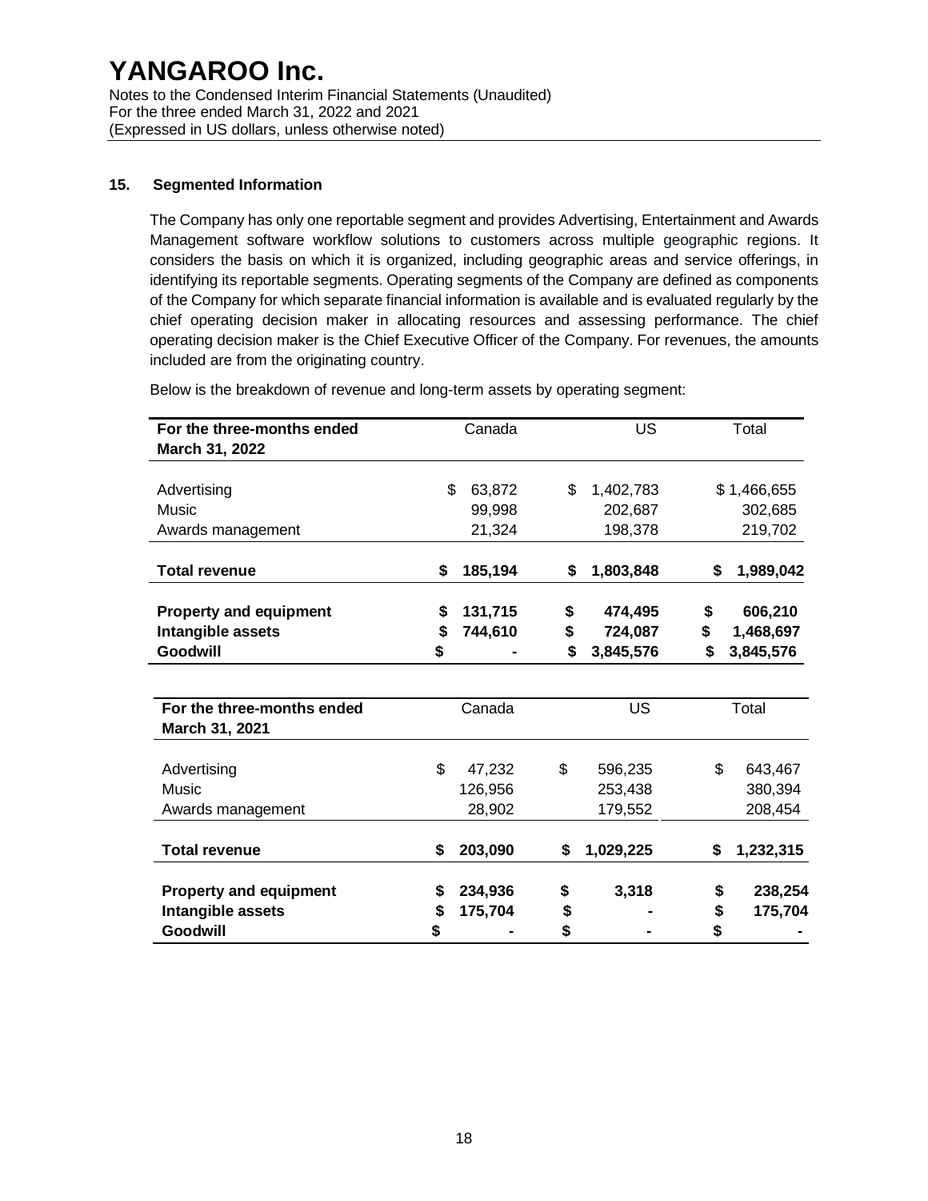## 15. Segmented Information

The Company has only one reportable segment and provides Advertising, Entertainment and Awards Management software workflow solutions to customers across multiple geographic regions. It considers the basis on which it is organized, including geographic areas and service offerings, in identifying its reportable segments. Operating segments of the Company are defined as components of the Company for which separate financial information is available and is evaluated regularly by the chief operating decision maker in allocating resources and assessing performance. The chief operating decision maker is the Chief Executive Officer of the Company. For revenues, the amounts included are from the originating country.

Below is the breakdown of revenue and long-term assets by operating segment:

| **For the three-months ended March 31, 2022** | Canada | US | Total |
|---|---|---|---|
| Advertising | $ 63,872 | $ 1,402,783 | $ 1,466,655 |
| Music | 99,998 | 202,687 | 302,685 |
| Awards management | 21,324 | 198,378 | 219,702 |
| **Total revenue** | **$ 185,194** | **$ 1,803,848** | **$ 1,989,042** |
| **Property and equipment** | **$ 131,715** | **$ 474,495** | **$ 606,210** |
| **Intangible assets** | **$ 744,610** | **$ 724,087** | **$ 1,468,697** |
| **Goodwill** | **$ -** | **$ 3,845,576** | **$ 3,845,576** |

| **For the three-months ended March 31, 2021** | Canada | US | Total |
|---|---|---|---|
| Advertising | $ 47,232 | $ 596,235 | $ 643,467 |
| Music | 126,956 | 253,438 | 380,394 |
| Awards management | 28,902 | 179,552 | 208,454 |
| **Total revenue** | **$ 203,090** | **$ 1,029,225** | **$ 1,232,315** |
| **Property and equipment** | **$ 234,936** | **$ 3,318** | **$ 238,254** |
| **Intangible assets** | **$ 175,704** | **$ -** | **$ 175,704** |
| **Goodwill** | **$ -** | **$ -** | **$ -** |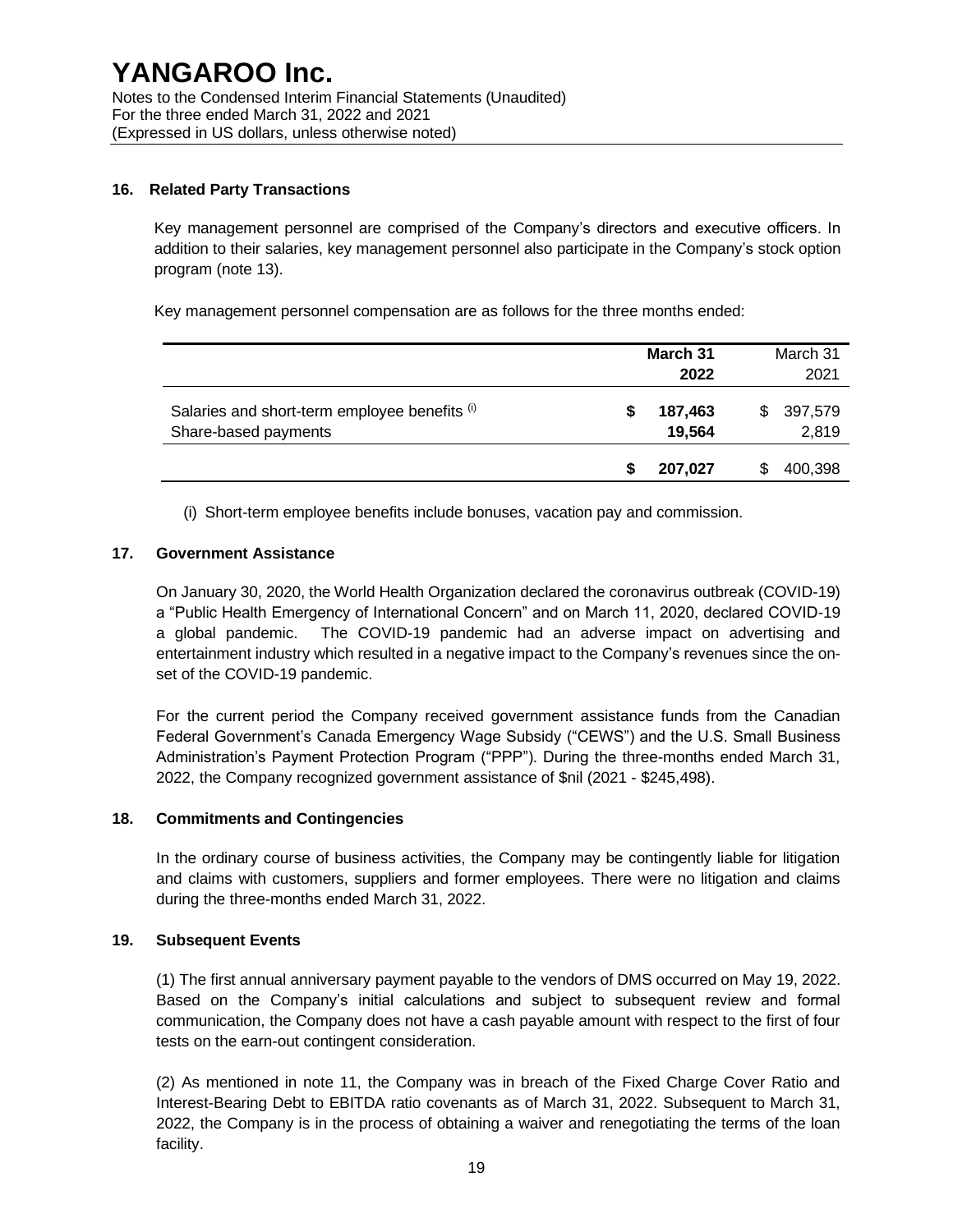### 16. Related Party Transactions

Key management personnel are comprised of the Company's directors and executive officers. In addition to their salaries, key management personnel also participate in the Company's stock option program (note 13).

Key management personnel compensation are as follows for the three months ended:

| | March 31 2022 | March 31 2021 |
|---|---|---|
| Salaries and short-term employee benefits [(i)] | $ 187,463 | $ 397,579 |
| Share-based payments | 19,564 | 2,819 |
| | $ 207,027 | $ 400,398 |

(i) Short-term employee benefits include bonuses, vacation pay and commission.

### 17. Government Assistance

On January 30, 2020, the World Health Organization declared the coronavirus outbreak (COVID-19) a "Public Health Emergency of International Concern" and on March 11, 2020, declared COVID-19 a global pandemic. The COVID-19 pandemic had an adverse impact on advertising and entertainment industry which resulted in a negative impact to the Company's revenues since the on-set of the COVID-19 pandemic.

For the current period the Company received government assistance funds from the Canadian Federal Government's Canada Emergency Wage Subsidy ("CEWS") and the U.S. Small Business Administration's Payment Protection Program ("PPP"). During the three-months ended March 31, 2022, the Company recognized government assistance of $nil (2021 - $245,498).

### 18. Commitments and Contingencies

In the ordinary course of business activities, the Company may be contingently liable for litigation and claims with customers, suppliers and former employees. There were no litigation and claims during the three-months ended March 31, 2022.

### 19. Subsequent Events

(1) The first annual anniversary payment payable to the vendors of DMS occurred on May 19, 2022. Based on the Company's initial calculations and subject to subsequent review and formal communication, the Company does not have a cash payable amount with respect to the first of four tests on the earn-out contingent consideration.

(2) As mentioned in note 11, the Company was in breach of the Fixed Charge Cover Ratio and Interest-Bearing Debt to EBITDA ratio covenants as of March 31, 2022. Subsequent to March 31, 2022, the Company is in the process of obtaining a waiver and renegotiating the terms of the loan facility.